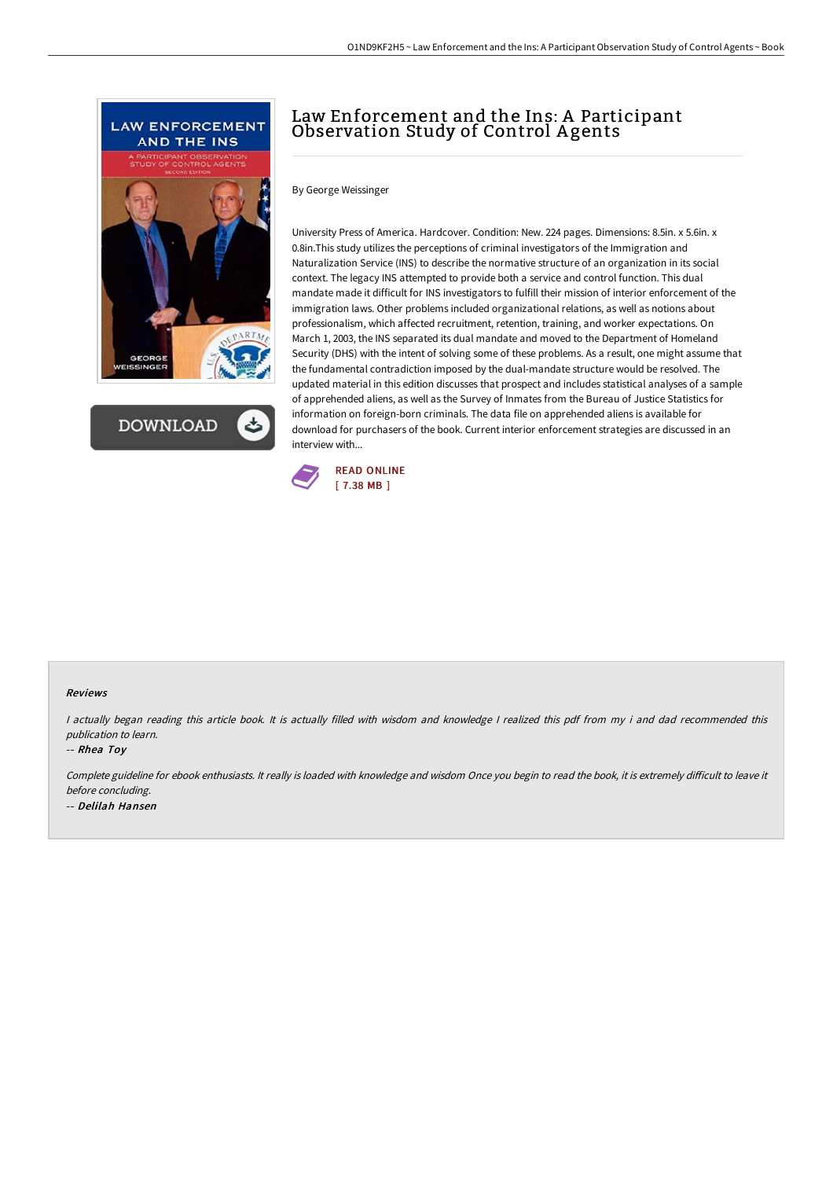# Law Enforcement and the Ins: A Participant Observation Study of Control Agents

By George Weissinger

University Press of America. Hardcover. Condition: New. 224 pages. Dimensions: 8.5in. x 5.6in. x 0.8in.This study utilizes the perceptions of criminal investigators of the Immigration and Naturalization Service (INS) to describe the normative structure of an organization in its social context. The legacy INS attempted to provide both a service and control function. This dual mandate made it difficult for INS investigators to fulfill their mission of interior enforcement of the immigration laws. Other problems included organizational relations, as well as notions about professionalism, which affected recruitment, retention, training, and worker expectations. On March 1, 2003, the INS separated its dual mandate and moved to the Department of Homeland Security (DHS) with the intent of solving some of these problems. As a result, one might assume that the fundamental contradiction imposed by the dual-mandate structure would be resolved. The updated material in this edition discusses that prospect and includes statistical analyses of a sample of apprehended aliens, as well as the Survey of Inmates from the Bureau of Justice Statistics for information on foreign-born criminals. The data file on apprehended aliens is available for download for purchasers of the book. Current interior enforcement strategies are discussed in an interview with...

READ ONLINE
[ 7.38 MB ]

### Reviews

*I actually began reading this article book. It is actually filled with wisdom and knowledge I realized this pdf from my i and dad recommended this publication to learn.*

*-- Rhea Toy*

*Complete guideline for ebook enthusiasts. It really is loaded with knowledge and wisdom Once you begin to read the book, it is extremely difficult to leave it before concluding.*

*-- Delilah Hansen*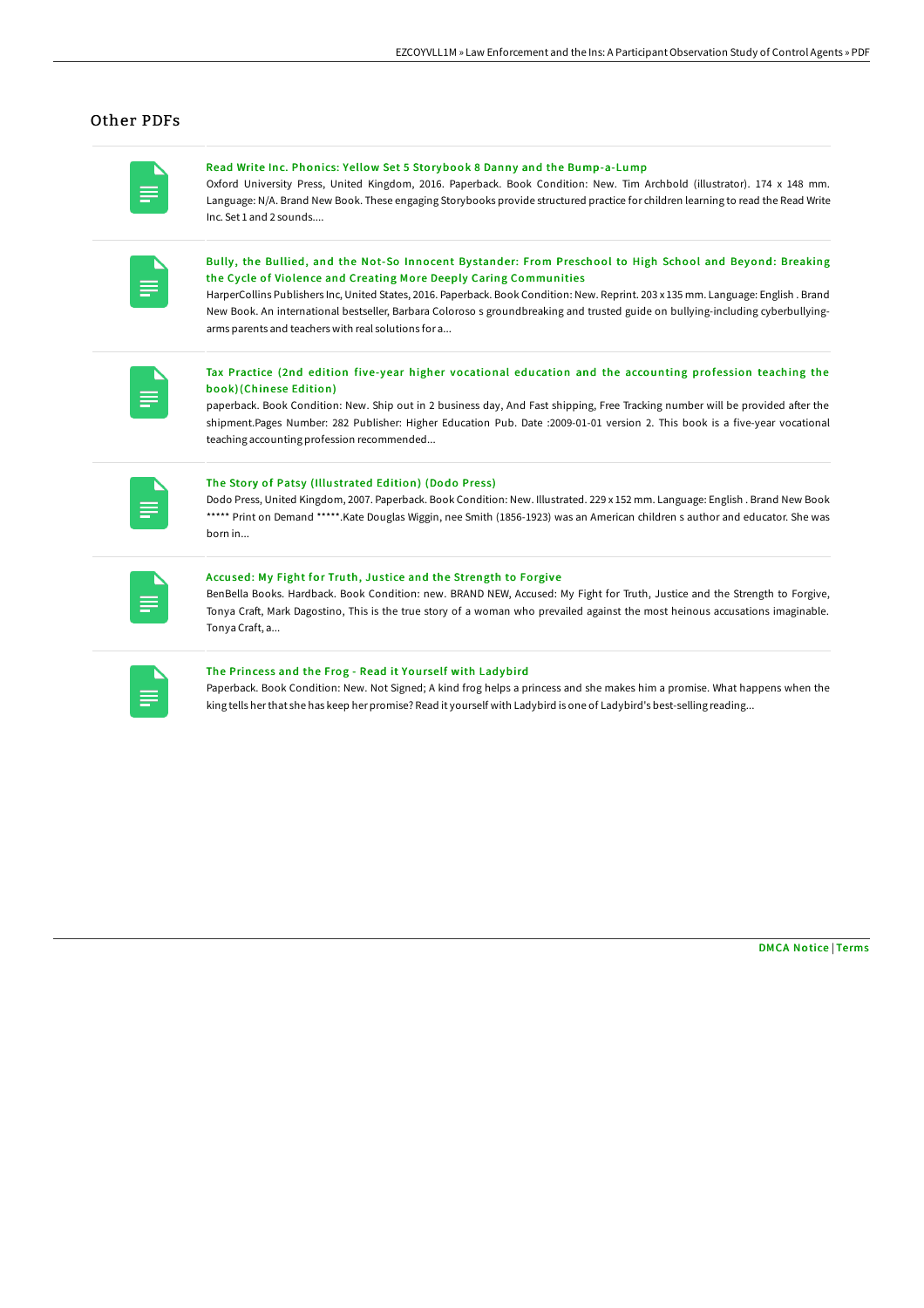## Other PDFs

### Read Write Inc. Phonics: Yellow Set 5 Storybook 8 Danny and the Bump-a-Lump

Oxford University Press, United Kingdom, 2016. Paperback. Book Condition: New. Tim Archbold (illustrator). 174 x 148 mm. Language: N/A. Brand New Book. These engaging Storybooks provide structured practice for children learning to read the Read Write Inc. Set 1 and 2 sounds....

### Bully, the Bullied, and the Not-So Innocent Bystander: From Preschool to High School and Beyond: Breaking the Cycle of Violence and Creating More Deeply Caring Communities

HarperCollins Publishers Inc, United States, 2016. Paperback. Book Condition: New. Reprint. 203 x 135 mm. Language: English . Brand New Book. An international bestseller, Barbara Coloroso s groundbreaking and trusted guide on bullying-including cyberbullying-arms parents and teachers with real solutions for a...

### Tax Practice (2nd edition five-year higher vocational education and the accounting profession teaching the book)(Chinese Edition)

paperback. Book Condition: New. Ship out in 2 business day, And Fast shipping, Free Tracking number will be provided after the shipment.Pages Number: 282 Publisher: Higher Education Pub. Date :2009-01-01 version 2. This book is a five-year vocational teaching accounting profession recommended...

### The Story of Patsy (Illustrated Edition) (Dodo Press)

Dodo Press, United Kingdom, 2007. Paperback. Book Condition: New. Illustrated. 229 x 152 mm. Language: English . Brand New Book ***** Print on Demand *****.Kate Douglas Wiggin, nee Smith (1856-1923) was an American children s author and educator. She was born in...

### Accused: My Fight for Truth, Justice and the Strength to Forgive

BenBella Books. Hardback. Book Condition: new. BRAND NEW, Accused: My Fight for Truth, Justice and the Strength to Forgive, Tonya Craft, Mark Dagostino, This is the true story of a woman who prevailed against the most heinous accusations imaginable. Tonya Craft, a...

### The Princess and the Frog - Read it Yourself with Ladybird

Paperback. Book Condition: New. Not Signed; A kind frog helps a princess and she makes him a promise. What happens when the king tells her that she has keep her promise? Read it yourself with Ladybird is one of Ladybird's best-selling reading...